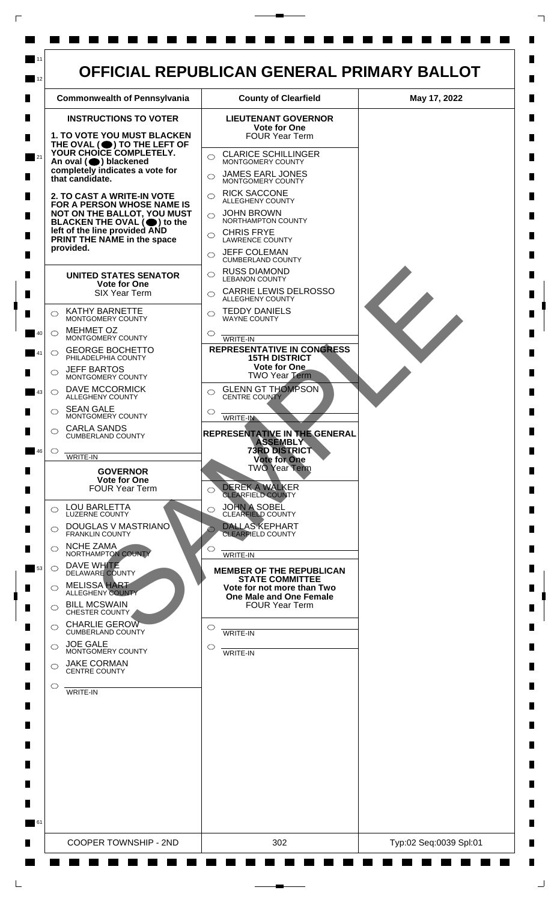# OFFICIAL REPUBLICAN GENERAL PRIMARY BALLOT

| Commonwealth of Pennsylvania | County of Clearfield | May 17, 2022 |
|---|---|---|

## INSTRUCTIONS TO VOTER

**1. TO VOTE YOU MUST BLACKEN THE OVAL (⬤) TO THE LEFT OF YOUR CHOICE COMPLETELY. An oval (⬤) blackened completely indicates a vote for that candidate.**

**2. TO CAST A WRITE-IN VOTE FOR A PERSON WHOSE NAME IS NOT ON THE BALLOT, YOU MUST BLACKEN THE OVAL (⬤) to the left of the line provided AND PRINT THE NAME in the space provided.**

## UNITED STATES SENATOR
**Vote for One**
SIX Year Term

- ○ KATHY BARNETTE — MONTGOMERY COUNTY
- ○ MEHMET OZ — MONTGOMERY COUNTY
- ○ GEORGE BOCHETTO — PHILADELPHIA COUNTY
- ○ JEFF BARTOS — MONTGOMERY COUNTY
- ○ DAVE MCCORMICK — ALLEGHENY COUNTY
- ○ SEAN GALE — MONTGOMERY COUNTY
- ○ CARLA SANDS — CUMBERLAND COUNTY
- ○ ________ WRITE-IN

## GOVERNOR
**Vote for One**
FOUR Year Term

- ○ LOU BARLETTA — LUZERNE COUNTY
- ○ DOUGLAS V MASTRIANO — FRANKLIN COUNTY
- ○ NCHE ZAMA — NORTHAMPTON COUNTY
- ○ DAVE WHITE — DELAWARE COUNTY
- ○ MELISSA HART — ALLEGHENY COUNTY
- ○ BILL MCSWAIN — CHESTER COUNTY
- ○ CHARLIE GEROW — CUMBERLAND COUNTY
- ○ JOE GALE — MONTGOMERY COUNTY
- ○ JAKE CORMAN — CENTRE COUNTY
- ○ ________ WRITE-IN

## LIEUTENANT GOVERNOR
**Vote for One**
FOUR Year Term

- ○ CLARICE SCHILLINGER — MONTGOMERY COUNTY
- ○ JAMES EARL JONES — MONTGOMERY COUNTY
- ○ RICK SACCONE — ALLEGHENY COUNTY
- ○ JOHN BROWN — NORTHAMPTON COUNTY
- ○ CHRIS FRYE — LAWRENCE COUNTY
- ○ JEFF COLEMAN — CUMBERLAND COUNTY
- ○ RUSS DIAMOND — LEBANON COUNTY
- ○ CARRIE LEWIS DELROSSO — ALLEGHENY COUNTY
- ○ TEDDY DANIELS — WAYNE COUNTY
- ○ ________ WRITE-IN

## REPRESENTATIVE IN CONGRESS
**15TH DISTRICT**
**Vote for One**
TWO Year Term

- ○ GLENN GT THOMPSON — CENTRE COUNTY
- ○ ________ WRITE-IN

## REPRESENTATIVE IN THE GENERAL ASSEMBLY
**73RD DISTRICT**
**Vote for One**
TWO Year Term

- ○ DEREK A WALKER — CLEARFIELD COUNTY
- ○ JOHN A SOBEL — CLEARFIELD COUNTY
- ○ DALLAS KEPHART — CLEARFIELD COUNTY
- ○ ________ WRITE-IN

## MEMBER OF THE REPUBLICAN STATE COMMITTEE
**Vote for not more than Two**
**One Male and One Female**
FOUR Year Term

- ○ ________ WRITE-IN
- ○ ________ WRITE-IN

SAMPLE

| COOPER TOWNSHIP - 2ND | 302 | Typ:02 Seq:0039 Spl:01 |
|---|---|---|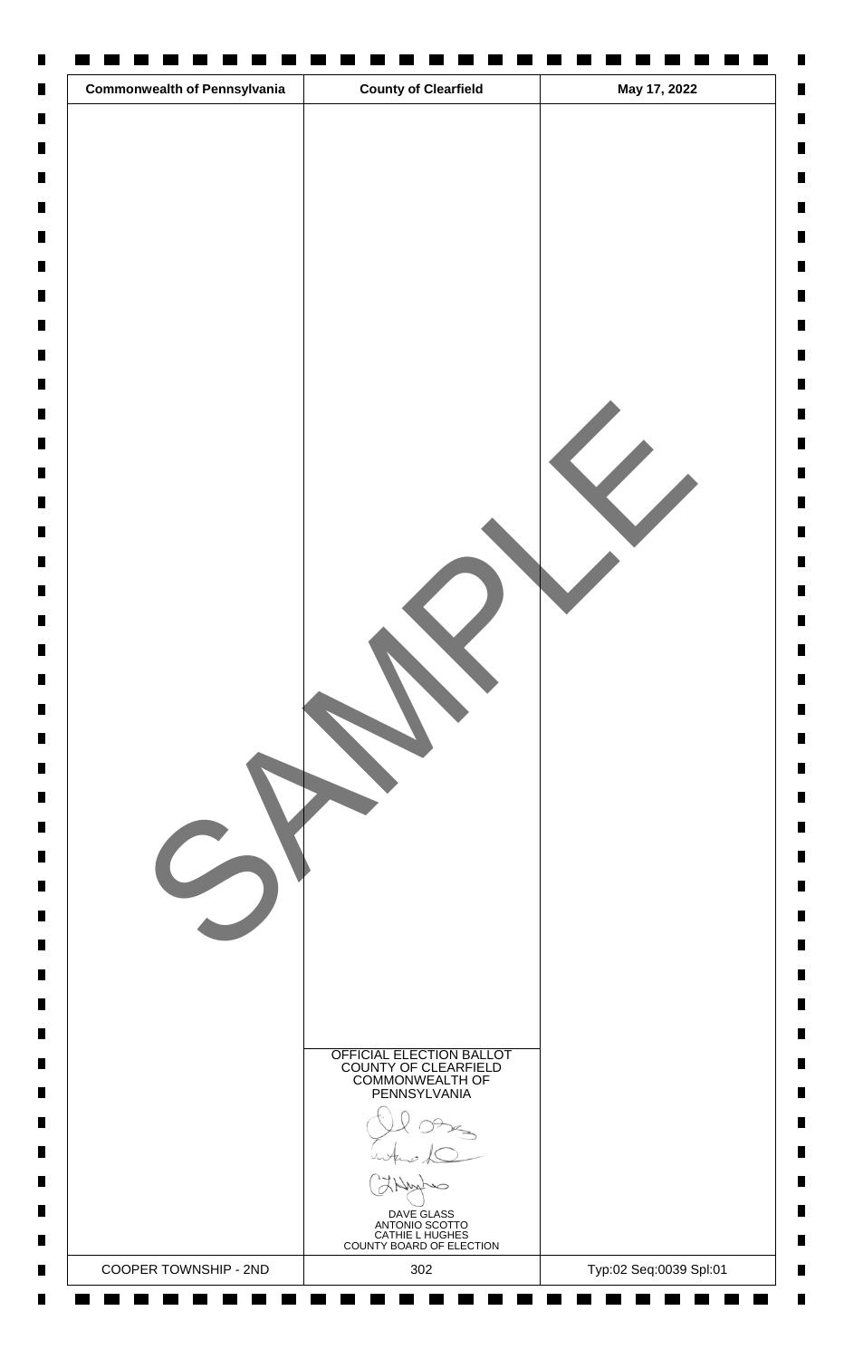| Commonwealth of Pennsylvania | County of Clearfield | May 17, 2022 |
| --- | --- | --- |
| | OFFICIAL ELECTION BALLOT<br>COUNTY OF CLEARFIELD<br>COMMONWEALTH OF PENNSYLVANIA<br>DAVE GLASS<br>ANTONIO SCOTTO<br>CATHIE L HUGHES<br>COUNTY BOARD OF ELECTION | |
| COOPER TOWNSHIP - 2ND | 302 | Typ:02 Seq:0039 Spl:01 |

SAMPLE